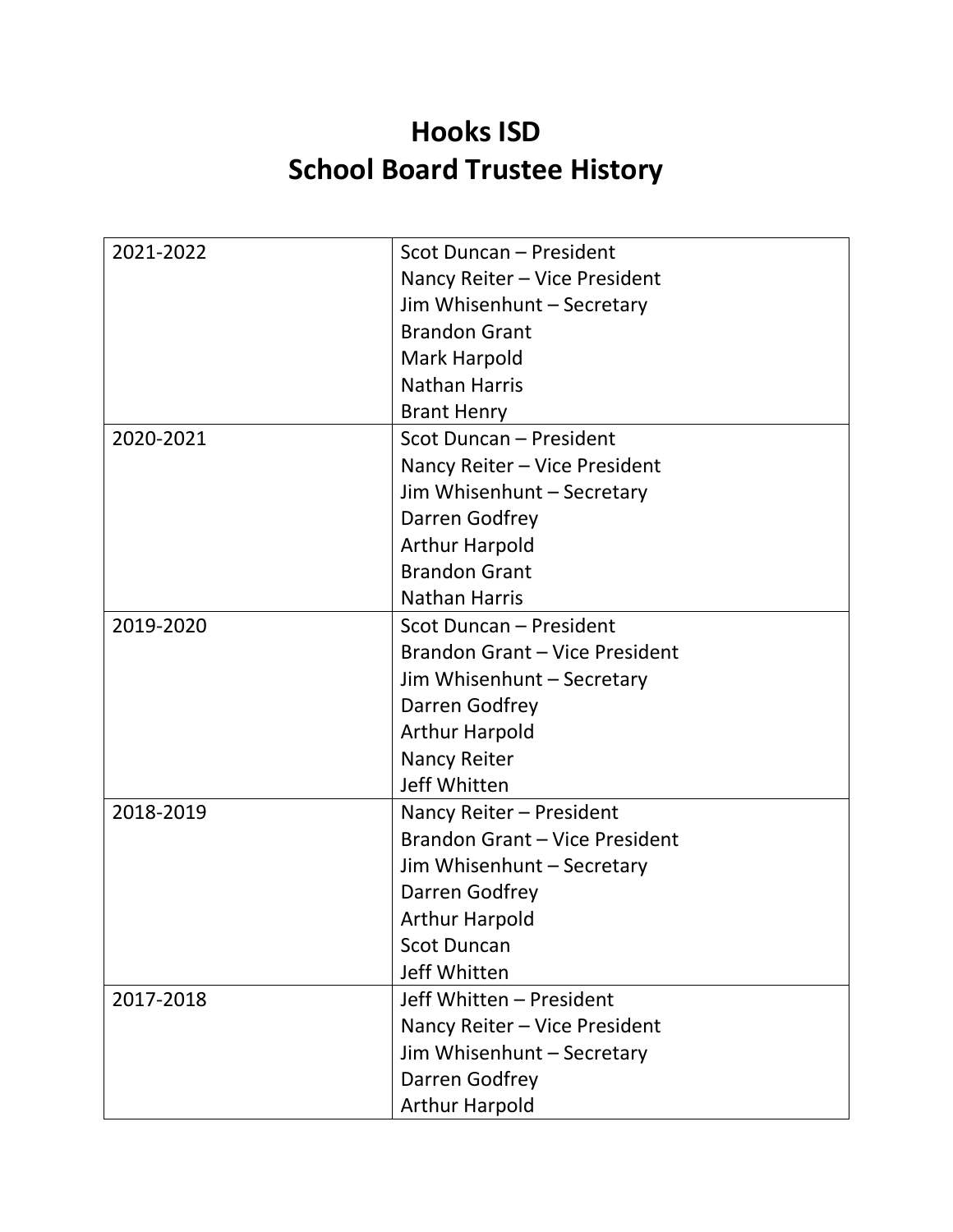# Hooks ISD
# School Board Trustee History

| | |
|---|---|
| 2021-2022 | Scot Duncan – President<br>Nancy Reiter – Vice President<br>Jim Whisenhunt – Secretary<br>Brandon Grant<br>Mark Harpold<br>Nathan Harris<br>Brant Henry |
| 2020-2021 | Scot Duncan – President<br>Nancy Reiter – Vice President<br>Jim Whisenhunt – Secretary<br>Darren Godfrey<br>Arthur Harpold<br>Brandon Grant<br>Nathan Harris |
| 2019-2020 | Scot Duncan – President<br>Brandon Grant – Vice President<br>Jim Whisenhunt – Secretary<br>Darren Godfrey<br>Arthur Harpold<br>Nancy Reiter<br>Jeff Whitten |
| 2018-2019 | Nancy Reiter – President<br>Brandon Grant – Vice President<br>Jim Whisenhunt – Secretary<br>Darren Godfrey<br>Arthur Harpold<br>Scot Duncan<br>Jeff Whitten |
| 2017-2018 | Jeff Whitten – President<br>Nancy Reiter – Vice President<br>Jim Whisenhunt – Secretary<br>Darren Godfrey<br>Arthur Harpold |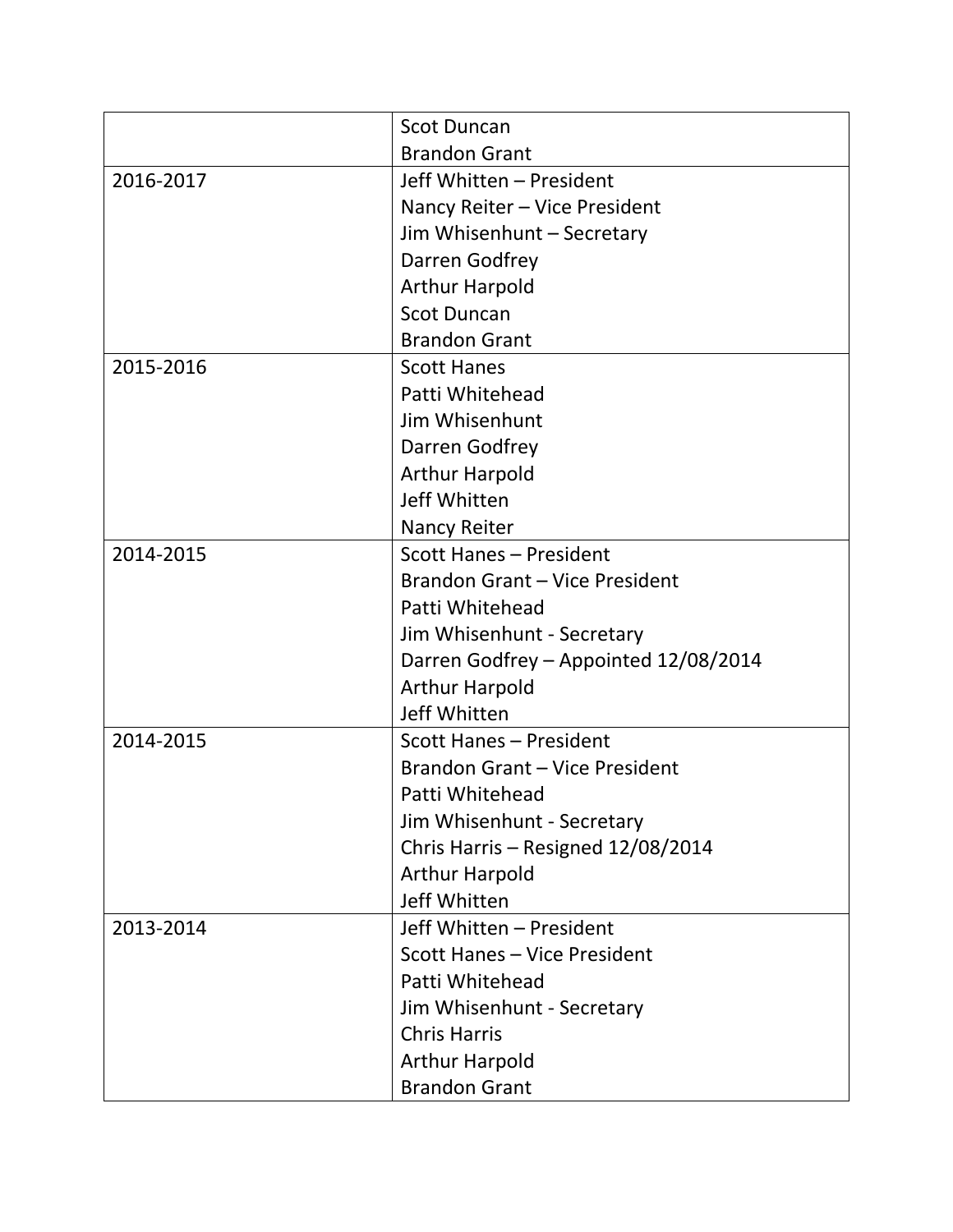| | |
|---|---|
| | Scot Duncan<br>Brandon Grant |
| 2016-2017 | Jeff Whitten – President<br>Nancy Reiter – Vice President<br>Jim Whisenhunt – Secretary<br>Darren Godfrey<br>Arthur Harpold<br>Scot Duncan<br>Brandon Grant |
| 2015-2016 | Scott Hanes<br>Patti Whitehead<br>Jim Whisenhunt<br>Darren Godfrey<br>Arthur Harpold<br>Jeff Whitten<br>Nancy Reiter |
| 2014-2015 | Scott Hanes – President<br>Brandon Grant – Vice President<br>Patti Whitehead<br>Jim Whisenhunt - Secretary<br>Darren Godfrey – Appointed 12/08/2014<br>Arthur Harpold<br>Jeff Whitten |
| 2014-2015 | Scott Hanes – President<br>Brandon Grant – Vice President<br>Patti Whitehead<br>Jim Whisenhunt - Secretary<br>Chris Harris – Resigned 12/08/2014<br>Arthur Harpold<br>Jeff Whitten |
| 2013-2014 | Jeff Whitten – President<br>Scott Hanes – Vice President<br>Patti Whitehead<br>Jim Whisenhunt - Secretary<br>Chris Harris<br>Arthur Harpold<br>Brandon Grant |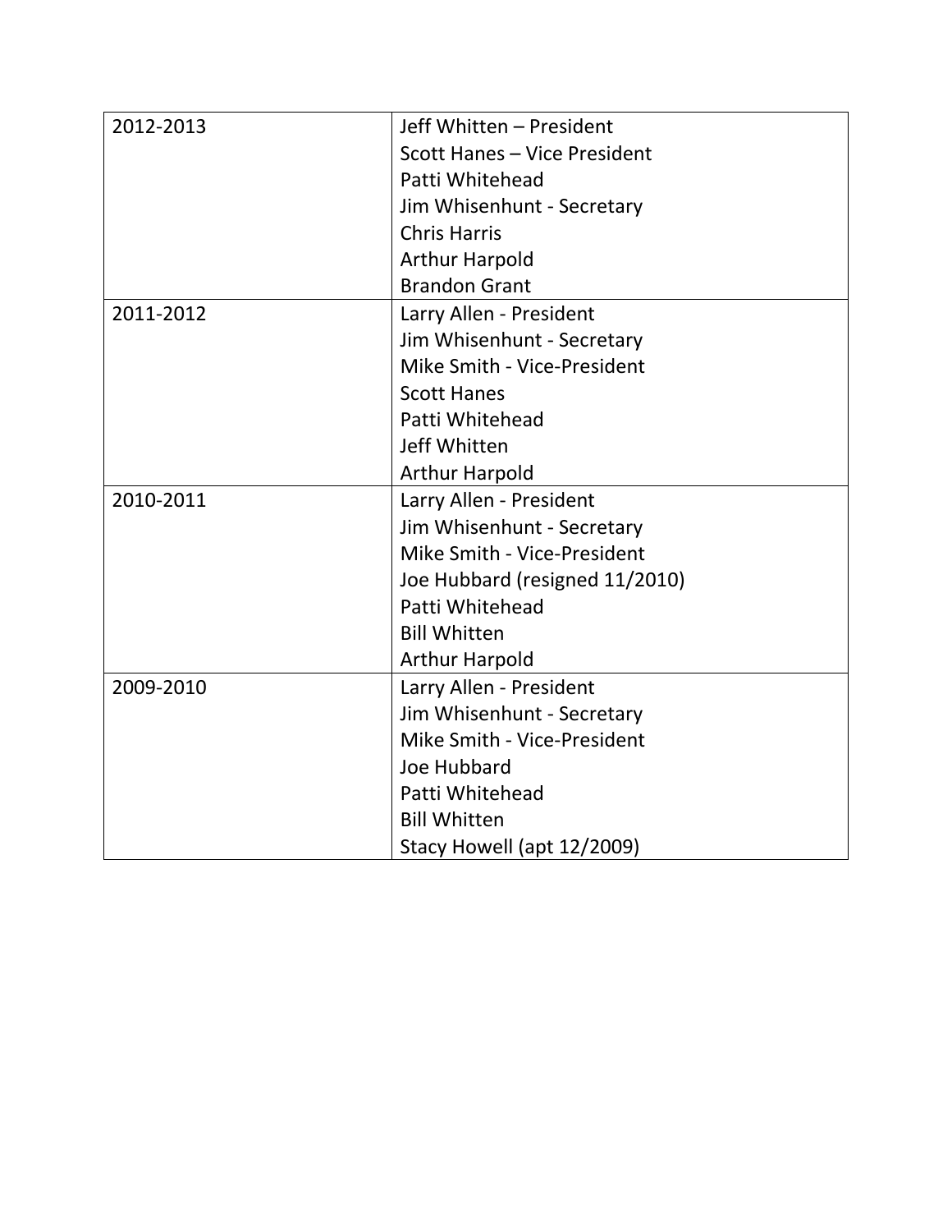| | |
|---|---|
| 2012-2013 | Jeff Whitten – President<br>Scott Hanes – Vice President<br>Patti Whitehead<br>Jim Whisenhunt - Secretary<br>Chris Harris<br>Arthur Harpold<br>Brandon Grant |
| 2011-2012 | Larry Allen - President<br>Jim Whisenhunt - Secretary<br>Mike Smith - Vice-President<br>Scott Hanes<br>Patti Whitehead<br>Jeff Whitten<br>Arthur Harpold |
| 2010-2011 | Larry Allen - President<br>Jim Whisenhunt - Secretary<br>Mike Smith - Vice-President<br>Joe Hubbard (resigned 11/2010)<br>Patti Whitehead<br>Bill Whitten<br>Arthur Harpold |
| 2009-2010 | Larry Allen - President<br>Jim Whisenhunt - Secretary<br>Mike Smith - Vice-President<br>Joe Hubbard<br>Patti Whitehead<br>Bill Whitten<br>Stacy Howell (apt 12/2009) |